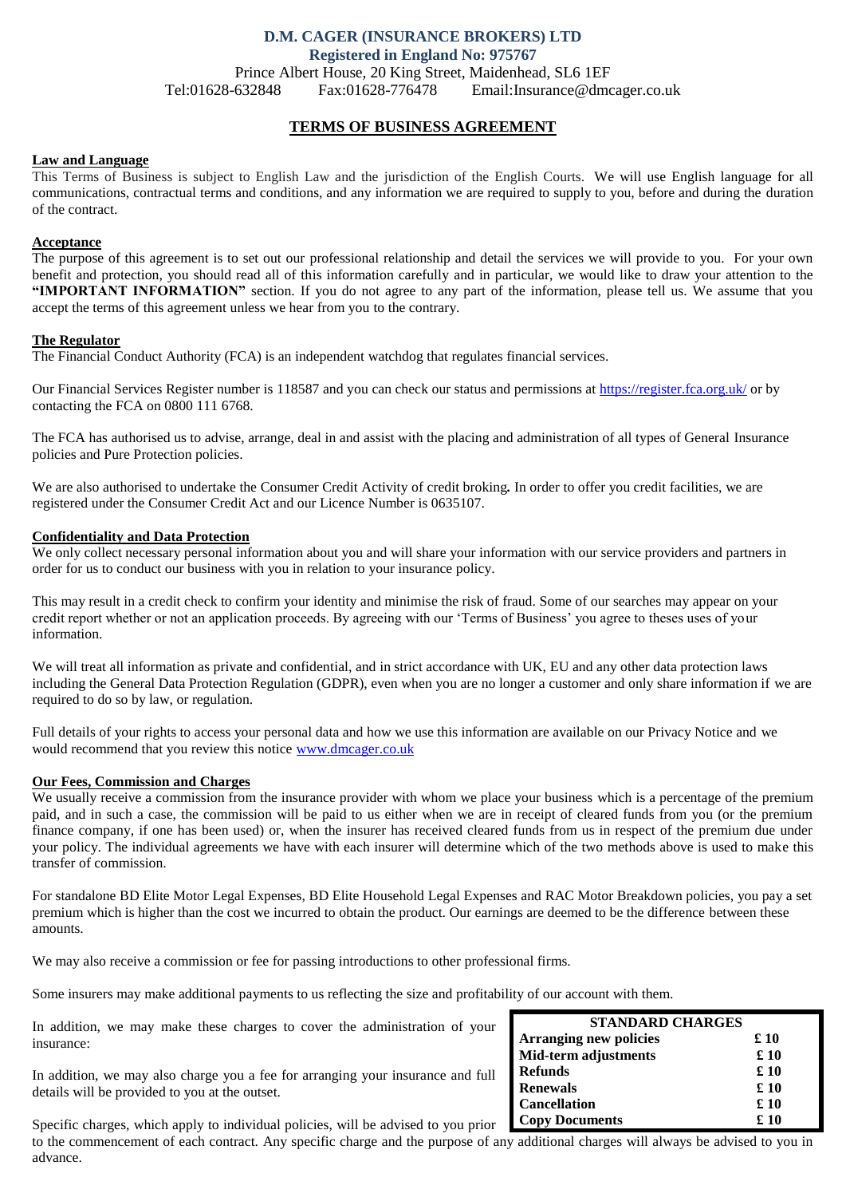**D.M. CAGER (INSURANCE BROKERS) LTD**
**Registered in England No: 975767**
Prince Albert House, 20 King Street, Maidenhead, SL6 1EF
Tel:01628-632848 Fax:01628-776478 Email:Insurance@dmcager.co.uk

# TERMS OF BUSINESS AGREEMENT

## Law and Language

This Terms of Business is subject to English Law and the jurisdiction of the English Courts. We will use English language for all communications, contractual terms and conditions, and any information we are required to supply to you, before and during the duration of the contract.

## Acceptance

The purpose of this agreement is to set out our professional relationship and detail the services we will provide to you. For your own benefit and protection, you should read all of this information carefully and in particular, we would like to draw your attention to the **"IMPORTANT INFORMATION"** section. If you do not agree to any part of the information, please tell us. We assume that you accept the terms of this agreement unless we hear from you to the contrary.

## The Regulator

The Financial Conduct Authority (FCA) is an independent watchdog that regulates financial services.

Our Financial Services Register number is 118587 and you can check our status and permissions at https://register.fca.org.uk/ or by contacting the FCA on 0800 111 6768.

The FCA has authorised us to advise, arrange, deal in and assist with the placing and administration of all types of General Insurance policies and Pure Protection policies.

We are also authorised to undertake the Consumer Credit Activity of credit broking**.** In order to offer you credit facilities, we are registered under the Consumer Credit Act and our Licence Number is 0635107.

## Confidentiality and Data Protection

We only collect necessary personal information about you and will share your information with our service providers and partners in order for us to conduct our business with you in relation to your insurance policy.

This may result in a credit check to confirm your identity and minimise the risk of fraud. Some of our searches may appear on your credit report whether or not an application proceeds. By agreeing with our 'Terms of Business' you agree to theses uses of your information.

We will treat all information as private and confidential, and in strict accordance with UK, EU and any other data protection laws including the General Data Protection Regulation (GDPR), even when you are no longer a customer and only share information if we are required to do so by law, or regulation.

Full details of your rights to access your personal data and how we use this information are available on our Privacy Notice and we would recommend that you review this notice www.dmcager.co.uk

## Our Fees, Commission and Charges

We usually receive a commission from the insurance provider with whom we place your business which is a percentage of the premium paid, and in such a case, the commission will be paid to us either when we are in receipt of cleared funds from you (or the premium finance company, if one has been used) or, when the insurer has received cleared funds from us in respect of the premium due under your policy. The individual agreements we have with each insurer will determine which of the two methods above is used to make this transfer of commission.

For standalone BD Elite Motor Legal Expenses, BD Elite Household Legal Expenses and RAC Motor Breakdown policies, you pay a set premium which is higher than the cost we incurred to obtain the product. Our earnings are deemed to be the difference between these amounts.

We may also receive a commission or fee for passing introductions to other professional firms.

Some insurers may make additional payments to us reflecting the size and profitability of our account with them.

In addition, we may make these charges to cover the administration of your insurance:

| STANDARD CHARGES | |
|---|---|
| **Arranging new policies** | **£ 10** |
| **Mid-term adjustments** | **£ 10** |
| **Refunds** | **£ 10** |
| **Renewals** | **£ 10** |
| **Cancellation** | **£ 10** |
| **Copy Documents** | **£ 10** |

In addition, we may also charge you a fee for arranging your insurance and full details will be provided to you at the outset.

Specific charges, which apply to individual policies, will be advised to you prior to the commencement of each contract. Any specific charge and the purpose of any additional charges will always be advised to you in advance.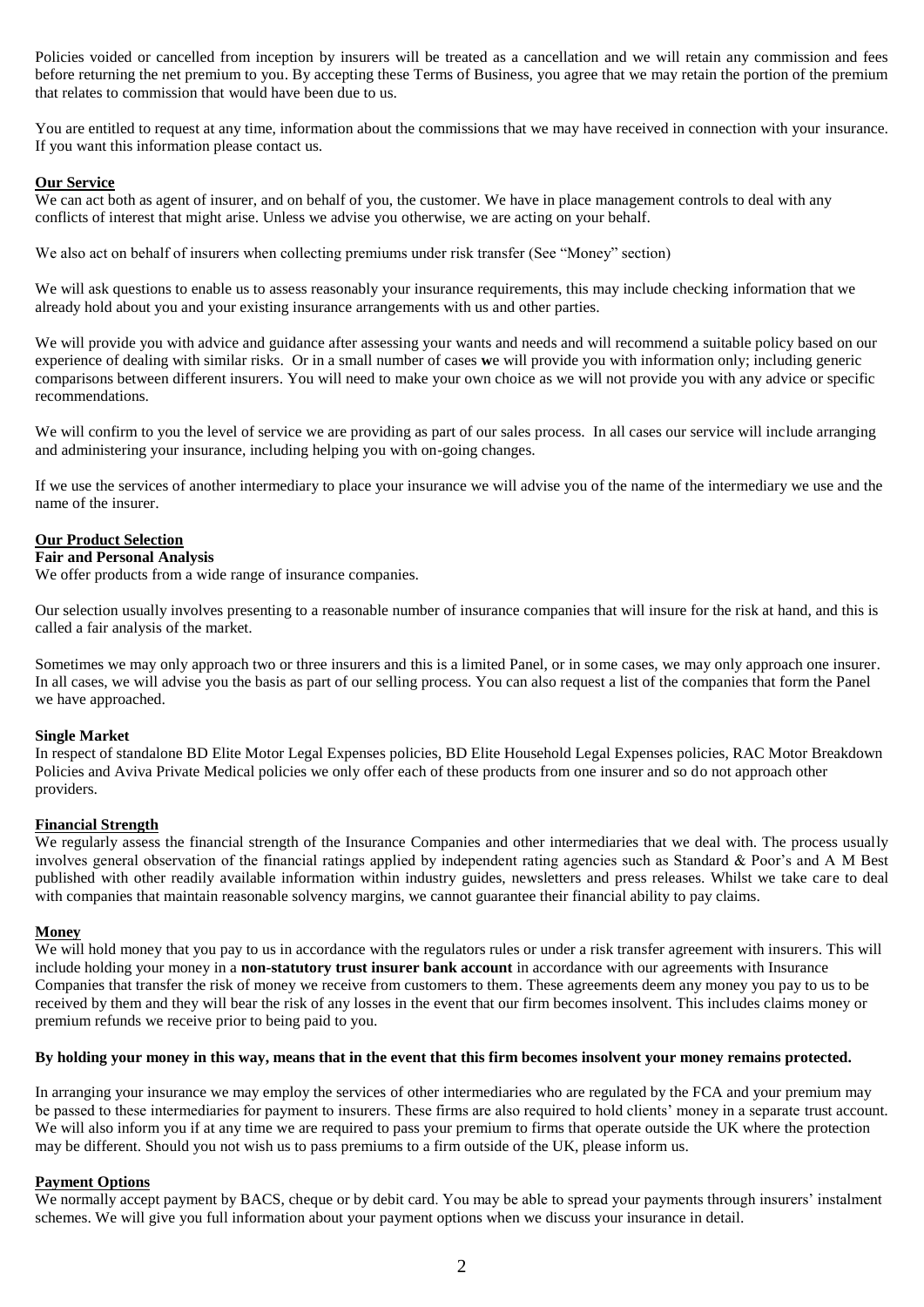Policies voided or cancelled from inception by insurers will be treated as a cancellation and we will retain any commission and fees before returning the net premium to you. By accepting these Terms of Business, you agree that we may retain the portion of the premium that relates to commission that would have been due to us.

You are entitled to request at any time, information about the commissions that we may have received in connection with your insurance. If you want this information please contact us.

## Our Service

We can act both as agent of insurer, and on behalf of you, the customer. We have in place management controls to deal with any conflicts of interest that might arise. Unless we advise you otherwise, we are acting on your behalf.

We also act on behalf of insurers when collecting premiums under risk transfer (See "Money" section)

We will ask questions to enable us to assess reasonably your insurance requirements, this may include checking information that we already hold about you and your existing insurance arrangements with us and other parties.

We will provide you with advice and guidance after assessing your wants and needs and will recommend a suitable policy based on our experience of dealing with similar risks. Or in a small number of cases **w**e will provide you with information only; including generic comparisons between different insurers. You will need to make your own choice as we will not provide you with any advice or specific recommendations.

We will confirm to you the level of service we are providing as part of our sales process. In all cases our service will include arranging and administering your insurance, including helping you with on-going changes.

If we use the services of another intermediary to place your insurance we will advise you of the name of the intermediary we use and the name of the insurer.

## Our Product Selection

### Fair and Personal Analysis

We offer products from a wide range of insurance companies.

Our selection usually involves presenting to a reasonable number of insurance companies that will insure for the risk at hand, and this is called a fair analysis of the market.

Sometimes we may only approach two or three insurers and this is a limited Panel, or in some cases, we may only approach one insurer. In all cases, we will advise you the basis as part of our selling process. You can also request a list of the companies that form the Panel we have approached.

### Single Market

In respect of standalone BD Elite Motor Legal Expenses policies, BD Elite Household Legal Expenses policies, RAC Motor Breakdown Policies and Aviva Private Medical policies we only offer each of these products from one insurer and so do not approach other providers.

## Financial Strength

We regularly assess the financial strength of the Insurance Companies and other intermediaries that we deal with. The process usually involves general observation of the financial ratings applied by independent rating agencies such as Standard & Poor's and A M Best published with other readily available information within industry guides, newsletters and press releases. Whilst we take care to deal with companies that maintain reasonable solvency margins, we cannot guarantee their financial ability to pay claims.

## Money

We will hold money that you pay to us in accordance with the regulators rules or under a risk transfer agreement with insurers. This will include holding your money in a **non-statutory trust insurer bank account** in accordance with our agreements with Insurance Companies that transfer the risk of money we receive from customers to them. These agreements deem any money you pay to us to be received by them and they will bear the risk of any losses in the event that our firm becomes insolvent. This includes claims money or premium refunds we receive prior to being paid to you.

**By holding your money in this way, means that in the event that this firm becomes insolvent your money remains protected.**

In arranging your insurance we may employ the services of other intermediaries who are regulated by the FCA and your premium may be passed to these intermediaries for payment to insurers. These firms are also required to hold clients' money in a separate trust account. We will also inform you if at any time we are required to pass your premium to firms that operate outside the UK where the protection may be different. Should you not wish us to pass premiums to a firm outside of the UK, please inform us.

## Payment Options

We normally accept payment by BACS, cheque or by debit card. You may be able to spread your payments through insurers' instalment schemes. We will give you full information about your payment options when we discuss your insurance in detail.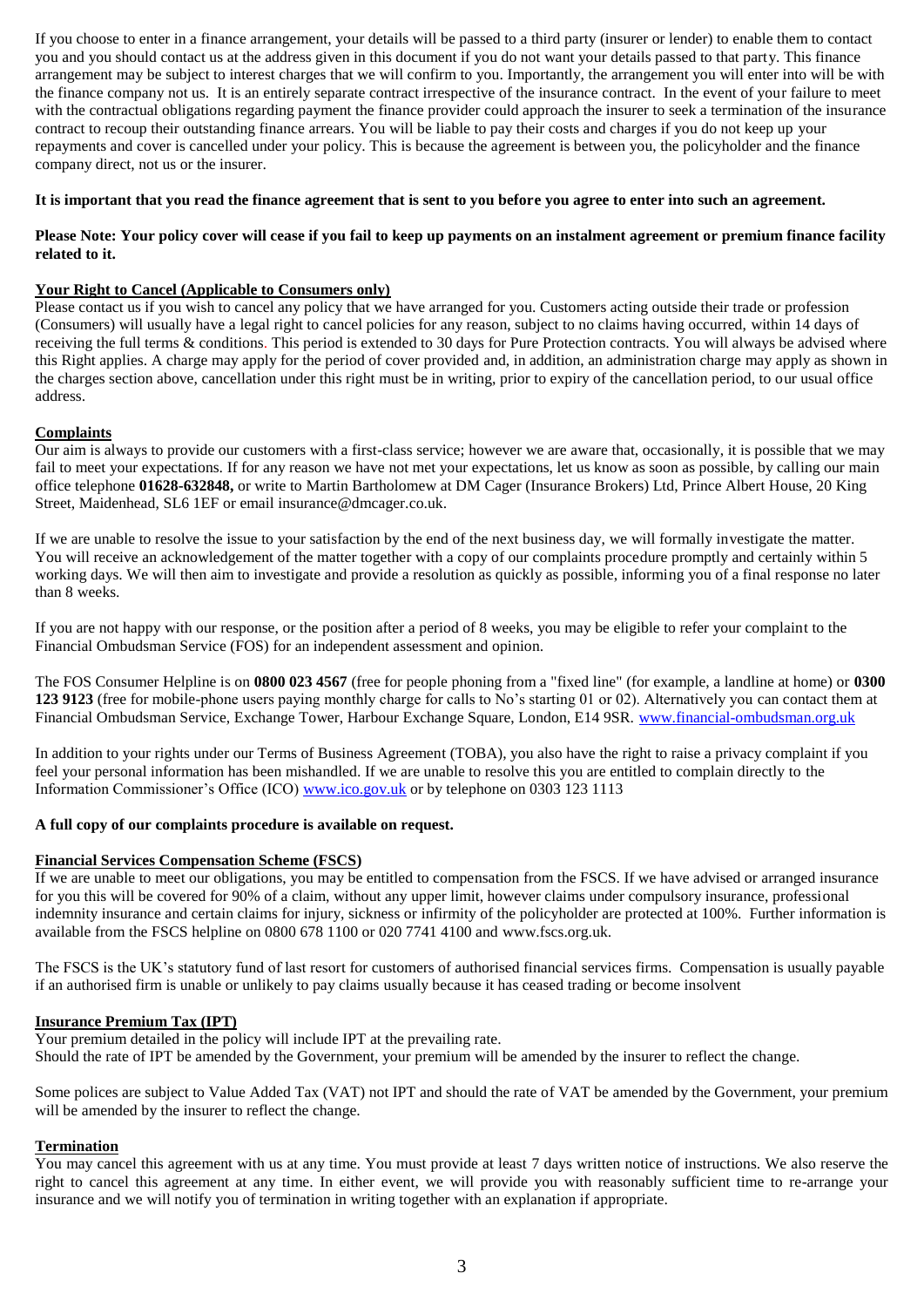If you choose to enter in a finance arrangement, your details will be passed to a third party (insurer or lender) to enable them to contact you and you should contact us at the address given in this document if you do not want your details passed to that party. This finance arrangement may be subject to interest charges that we will confirm to you. Importantly, the arrangement you will enter into will be with the finance company not us. It is an entirely separate contract irrespective of the insurance contract. In the event of your failure to meet with the contractual obligations regarding payment the finance provider could approach the insurer to seek a termination of the insurance contract to recoup their outstanding finance arrears. You will be liable to pay their costs and charges if you do not keep up your repayments and cover is cancelled under your policy. This is because the agreement is between you, the policyholder and the finance company direct, not us or the insurer.

**It is important that you read the finance agreement that is sent to you before you agree to enter into such an agreement.**

**Please Note: Your policy cover will cease if you fail to keep up payments on an instalment agreement or premium finance facility related to it.**

**Your Right to Cancel (Applicable to Consumers only)**

Please contact us if you wish to cancel any policy that we have arranged for you. Customers acting outside their trade or profession (Consumers) will usually have a legal right to cancel policies for any reason, subject to no claims having occurred, within 14 days of receiving the full terms & conditions. This period is extended to 30 days for Pure Protection contracts. You will always be advised where this Right applies. A charge may apply for the period of cover provided and, in addition, an administration charge may apply as shown in the charges section above, cancellation under this right must be in writing, prior to expiry of the cancellation period, to our usual office address.

**Complaints**

Our aim is always to provide our customers with a first-class service; however we are aware that, occasionally, it is possible that we may fail to meet your expectations. If for any reason we have not met your expectations, let us know as soon as possible, by calling our main office telephone **01628-632848,** or write to Martin Bartholomew at DM Cager (Insurance Brokers) Ltd, Prince Albert House, 20 King Street, Maidenhead, SL6 1EF or email insurance@dmcager.co.uk.

If we are unable to resolve the issue to your satisfaction by the end of the next business day, we will formally investigate the matter. You will receive an acknowledgement of the matter together with a copy of our complaints procedure promptly and certainly within 5 working days. We will then aim to investigate and provide a resolution as quickly as possible, informing you of a final response no later than 8 weeks.

If you are not happy with our response, or the position after a period of 8 weeks, you may be eligible to refer your complaint to the Financial Ombudsman Service (FOS) for an independent assessment and opinion.

The FOS Consumer Helpline is on **0800 023 4567** (free for people phoning from a "fixed line" (for example, a landline at home) or **0300 123 9123** (free for mobile-phone users paying monthly charge for calls to No's starting 01 or 02). Alternatively you can contact them at Financial Ombudsman Service, Exchange Tower, Harbour Exchange Square, London, E14 9SR. www.financial-ombudsman.org.uk

In addition to your rights under our Terms of Business Agreement (TOBA), you also have the right to raise a privacy complaint if you feel your personal information has been mishandled. If we are unable to resolve this you are entitled to complain directly to the Information Commissioner's Office (ICO) www.ico.gov.uk or by telephone on 0303 123 1113

**A full copy of our complaints procedure is available on request.**

**Financial Services Compensation Scheme (FSCS)**

If we are unable to meet our obligations, you may be entitled to compensation from the FSCS. If we have advised or arranged insurance for you this will be covered for 90% of a claim, without any upper limit, however claims under compulsory insurance, professional indemnity insurance and certain claims for injury, sickness or infirmity of the policyholder are protected at 100%. Further information is available from the FSCS helpline on 0800 678 1100 or 020 7741 4100 and www.fscs.org.uk.

The FSCS is the UK's statutory fund of last resort for customers of authorised financial services firms. Compensation is usually payable if an authorised firm is unable or unlikely to pay claims usually because it has ceased trading or become insolvent

**Insurance Premium Tax (IPT)**

Your premium detailed in the policy will include IPT at the prevailing rate.
Should the rate of IPT be amended by the Government, your premium will be amended by the insurer to reflect the change.

Some polices are subject to Value Added Tax (VAT) not IPT and should the rate of VAT be amended by the Government, your premium will be amended by the insurer to reflect the change.

**Termination**

You may cancel this agreement with us at any time. You must provide at least 7 days written notice of instructions. We also reserve the right to cancel this agreement at any time. In either event, we will provide you with reasonably sufficient time to re-arrange your insurance and we will notify you of termination in writing together with an explanation if appropriate.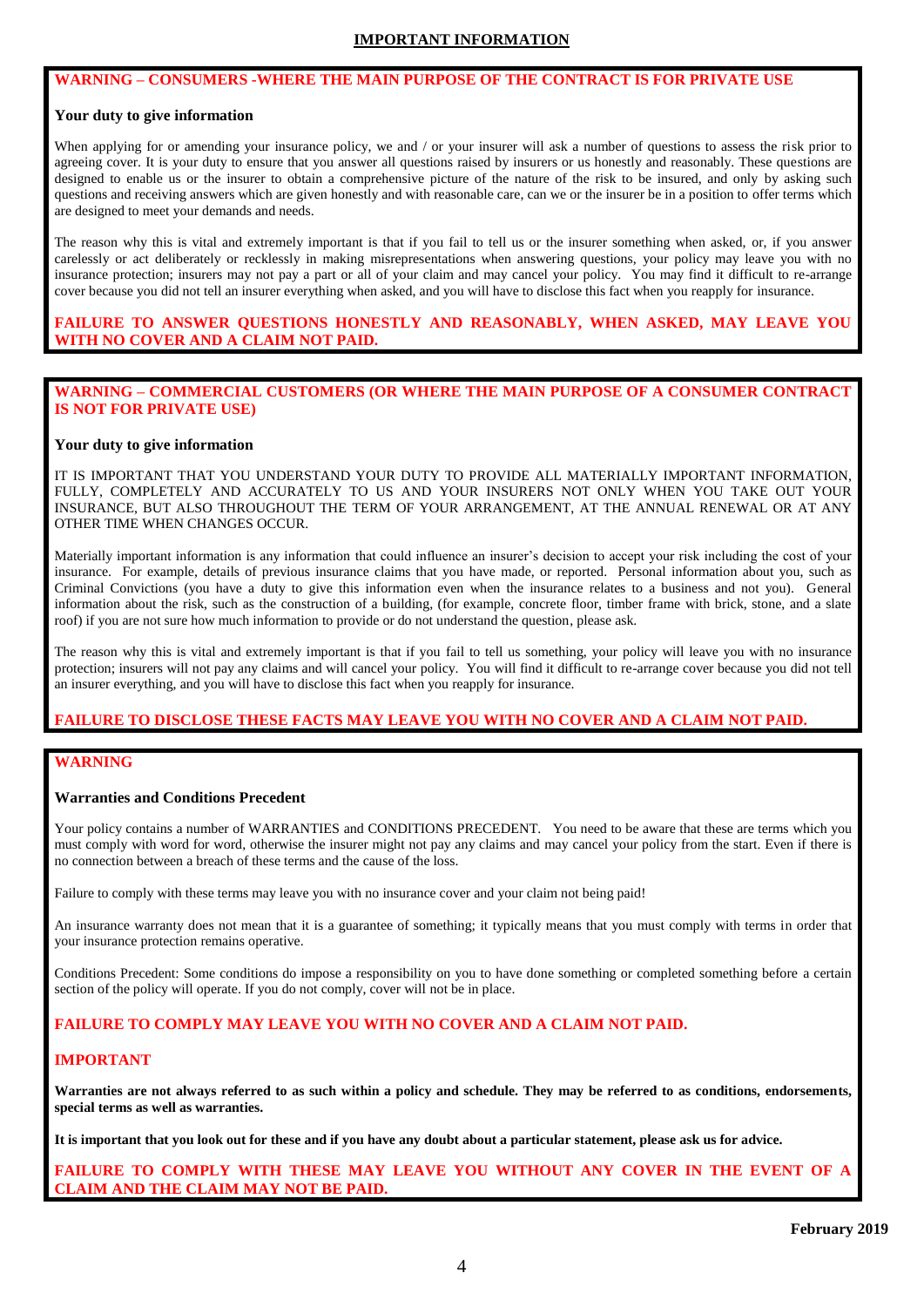# IMPORTANT INFORMATION

## WARNING – CONSUMERS -WHERE THE MAIN PURPOSE OF THE CONTRACT IS FOR PRIVATE USE

### Your duty to give information

When applying for or amending your insurance policy, we and / or your insurer will ask a number of questions to assess the risk prior to agreeing cover. It is your duty to ensure that you answer all questions raised by insurers or us honestly and reasonably. These questions are designed to enable us or the insurer to obtain a comprehensive picture of the nature of the risk to be insured, and only by asking such questions and receiving answers which are given honestly and with reasonable care, can we or the insurer be in a position to offer terms which are designed to meet your demands and needs.

The reason why this is vital and extremely important is that if you fail to tell us or the insurer something when asked, or, if you answer carelessly or act deliberately or recklessly in making misrepresentations when answering questions, your policy may leave you with no insurance protection; insurers may not pay a part or all of your claim and may cancel your policy. You may find it difficult to re-arrange cover because you did not tell an insurer everything when asked, and you will have to disclose this fact when you reapply for insurance.

**FAILURE TO ANSWER QUESTIONS HONESTLY AND REASONABLY, WHEN ASKED, MAY LEAVE YOU WITH NO COVER AND A CLAIM NOT PAID.**

## WARNING – COMMERCIAL CUSTOMERS (OR WHERE THE MAIN PURPOSE OF A CONSUMER CONTRACT IS NOT FOR PRIVATE USE)

### Your duty to give information

IT IS IMPORTANT THAT YOU UNDERSTAND YOUR DUTY TO PROVIDE ALL MATERIALLY IMPORTANT INFORMATION, FULLY, COMPLETELY AND ACCURATELY TO US AND YOUR INSURERS NOT ONLY WHEN YOU TAKE OUT YOUR INSURANCE, BUT ALSO THROUGHOUT THE TERM OF YOUR ARRANGEMENT, AT THE ANNUAL RENEWAL OR AT ANY OTHER TIME WHEN CHANGES OCCUR.

Materially important information is any information that could influence an insurer's decision to accept your risk including the cost of your insurance. For example, details of previous insurance claims that you have made, or reported. Personal information about you, such as Criminal Convictions (you have a duty to give this information even when the insurance relates to a business and not you). General information about the risk, such as the construction of a building, (for example, concrete floor, timber frame with brick, stone, and a slate roof) if you are not sure how much information to provide or do not understand the question, please ask.

The reason why this is vital and extremely important is that if you fail to tell us something, your policy will leave you with no insurance protection; insurers will not pay any claims and will cancel your policy. You will find it difficult to re-arrange cover because you did not tell an insurer everything, and you will have to disclose this fact when you reapply for insurance.

**FAILURE TO DISCLOSE THESE FACTS MAY LEAVE YOU WITH NO COVER AND A CLAIM NOT PAID.**

## WARNING

### Warranties and Conditions Precedent

Your policy contains a number of WARRANTIES and CONDITIONS PRECEDENT. You need to be aware that these are terms which you must comply with word for word, otherwise the insurer might not pay any claims and may cancel your policy from the start. Even if there is no connection between a breach of these terms and the cause of the loss.

Failure to comply with these terms may leave you with no insurance cover and your claim not being paid!

An insurance warranty does not mean that it is a guarantee of something; it typically means that you must comply with terms in order that your insurance protection remains operative.

Conditions Precedent: Some conditions do impose a responsibility on you to have done something or completed something before a certain section of the policy will operate. If you do not comply, cover will not be in place.

**FAILURE TO COMPLY MAY LEAVE YOU WITH NO COVER AND A CLAIM NOT PAID.**

### IMPORTANT

**Warranties are not always referred to as such within a policy and schedule. They may be referred to as conditions, endorsements, special terms as well as warranties.**

**It is important that you look out for these and if you have any doubt about a particular statement, please ask us for advice.**

**FAILURE TO COMPLY WITH THESE MAY LEAVE YOU WITHOUT ANY COVER IN THE EVENT OF A CLAIM AND THE CLAIM MAY NOT BE PAID.**

**February 2019**